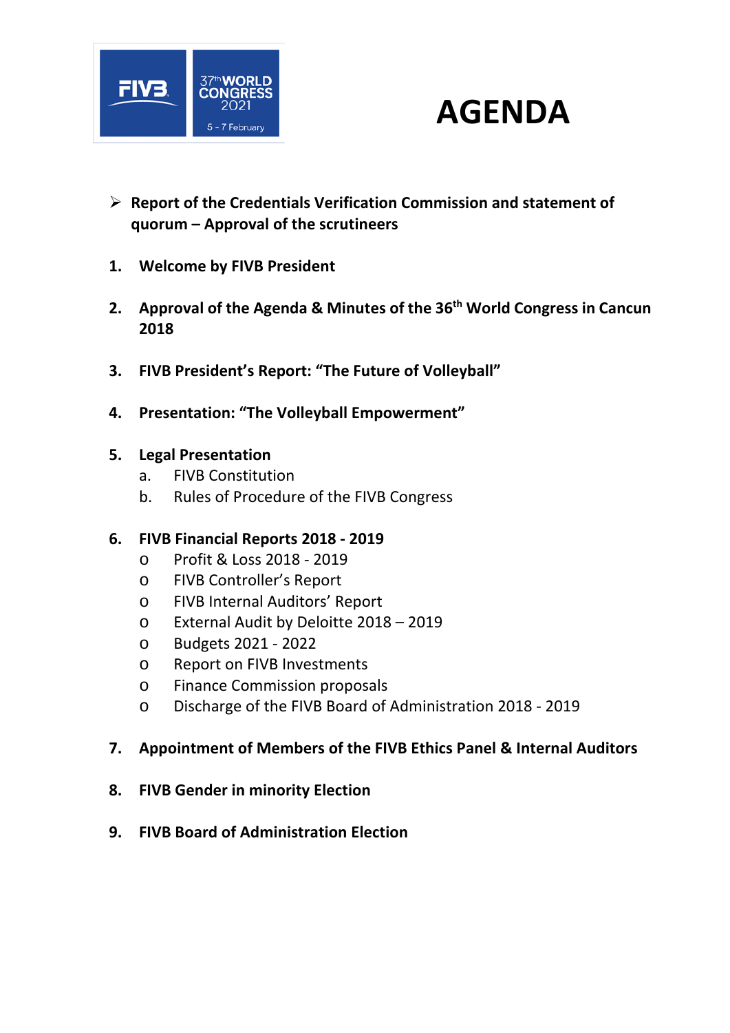FIVB 37th WORLD CONGRESS 2021 5 - 7 February

# AGENDA

- **Report of the Credentials Verification Commission and statement of quorum – Approval of the scrutineers**

1. **Welcome by FIVB President**

2. **Approval of the Agenda & Minutes of the 36th World Congress in Cancun 2018**

3. **FIVB President's Report: "The Future of Volleyball"**

4. **Presentation: "The Volleyball Empowerment"**

5. **Legal Presentation**
   a. FIVB Constitution
   b. Rules of Procedure of the FIVB Congress

6. **FIVB Financial Reports 2018 - 2019**
   - Profit & Loss 2018 - 2019
   - FIVB Controller's Report
   - FIVB Internal Auditors' Report
   - External Audit by Deloitte 2018 – 2019
   - Budgets 2021 - 2022
   - Report on FIVB Investments
   - Finance Commission proposals
   - Discharge of the FIVB Board of Administration 2018 - 2019

7. **Appointment of Members of the FIVB Ethics Panel & Internal Auditors**

8. **FIVB Gender in minority Election**

9. **FIVB Board of Administration Election**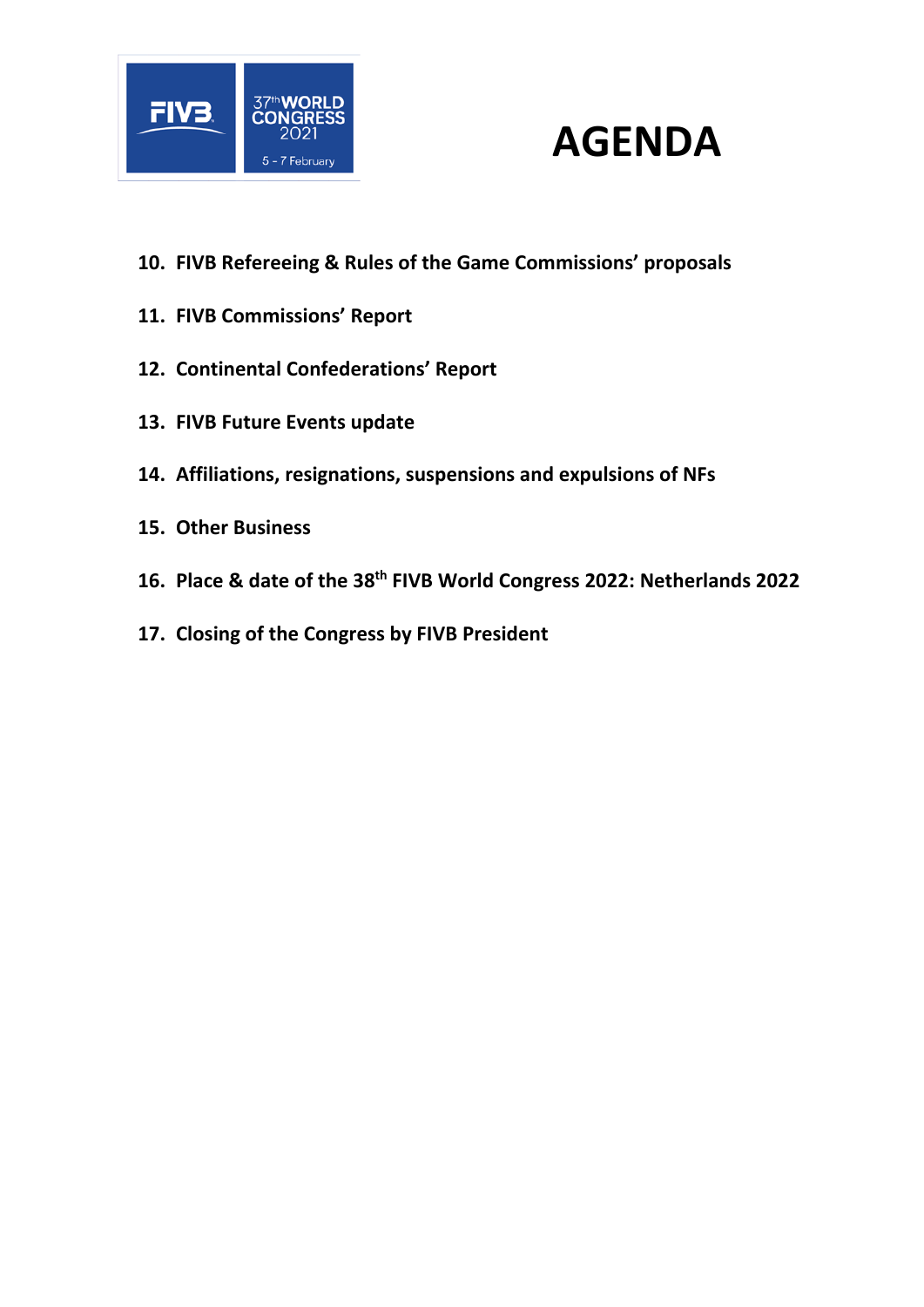# AGENDA

10. FIVB Refereeing & Rules of the Game Commissions' proposals
11. FIVB Commissions' Report
12. Continental Confederations' Report
13. FIVB Future Events update
14. Affiliations, resignations, suspensions and expulsions of NFs
15. Other Business
16. Place & date of the 38th FIVB World Congress 2022: Netherlands 2022
17. Closing of the Congress by FIVB President